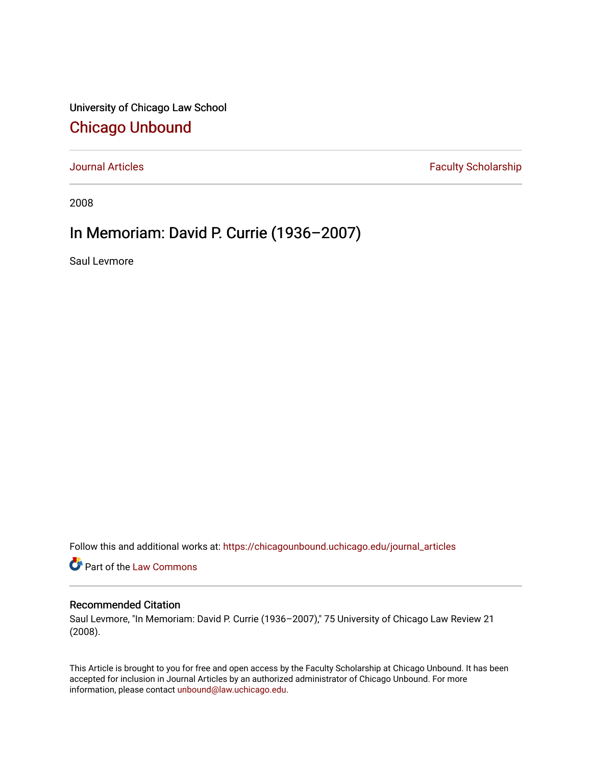University of Chicago Law School

# Chicago Unbound

Journal Articles | Faculty Scholarship

2008

## In Memoriam: David P. Currie (1936–2007)

Saul Levmore

Follow this and additional works at: https://chicagounbound.uchicago.edu/journal_articles

Part of the Law Commons

### Recommended Citation

Saul Levmore, "In Memoriam: David P. Currie (1936–2007)," 75 University of Chicago Law Review 21 (2008).

This Article is brought to you for free and open access by the Faculty Scholarship at Chicago Unbound. It has been accepted for inclusion in Journal Articles by an authorized administrator of Chicago Unbound. For more information, please contact unbound@law.uchicago.edu.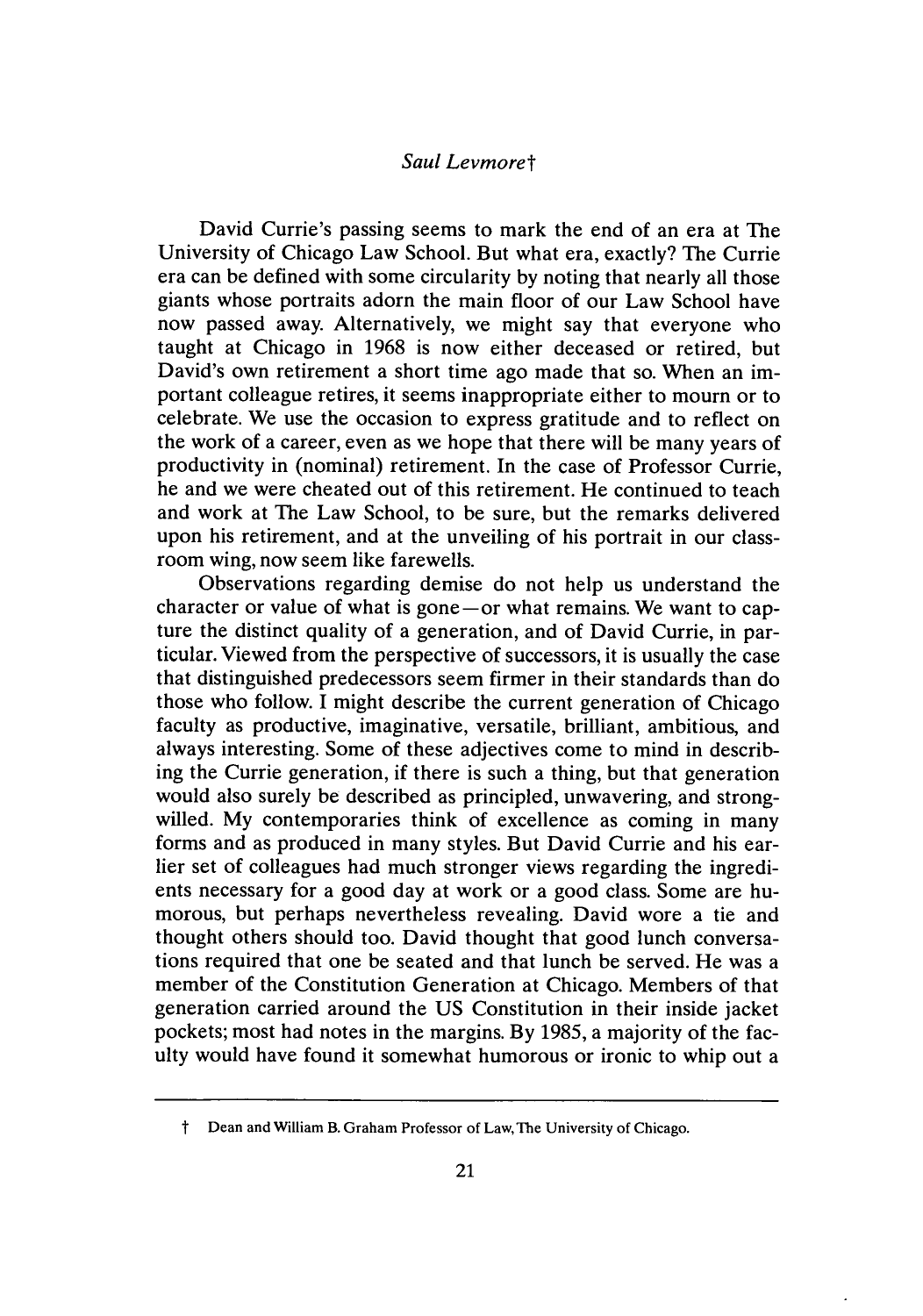*Saul Levmore*†

David Currie's passing seems to mark the end of an era at The University of Chicago Law School. But what era, exactly? The Currie era can be defined with some circularity by noting that nearly all those giants whose portraits adorn the main floor of our Law School have now passed away. Alternatively, we might say that everyone who taught at Chicago in 1968 is now either deceased or retired, but David's own retirement a short time ago made that so. When an important colleague retires, it seems inappropriate either to mourn or to celebrate. We use the occasion to express gratitude and to reflect on the work of a career, even as we hope that there will be many years of productivity in (nominal) retirement. In the case of Professor Currie, he and we were cheated out of this retirement. He continued to teach and work at The Law School, to be sure, but the remarks delivered upon his retirement, and at the unveiling of his portrait in our classroom wing, now seem like farewells.

Observations regarding demise do not help us understand the character or value of what is gone—or what remains. We want to capture the distinct quality of a generation, and of David Currie, in particular. Viewed from the perspective of successors, it is usually the case that distinguished predecessors seem firmer in their standards than do those who follow. I might describe the current generation of Chicago faculty as productive, imaginative, versatile, brilliant, ambitious, and always interesting. Some of these adjectives come to mind in describing the Currie generation, if there is such a thing, but that generation would also surely be described as principled, unwavering, and strong-willed. My contemporaries think of excellence as coming in many forms and as produced in many styles. But David Currie and his earlier set of colleagues had much stronger views regarding the ingredients necessary for a good day at work or a good class. Some are humorous, but perhaps nevertheless revealing. David wore a tie and thought others should too. David thought that good lunch conversations required that one be seated and that lunch be served. He was a member of the Constitution Generation at Chicago. Members of that generation carried around the US Constitution in their inside jacket pockets; most had notes in the margins. By 1985, a majority of the faculty would have found it somewhat humorous or ironic to whip out a

† Dean and William B. Graham Professor of Law, The University of Chicago.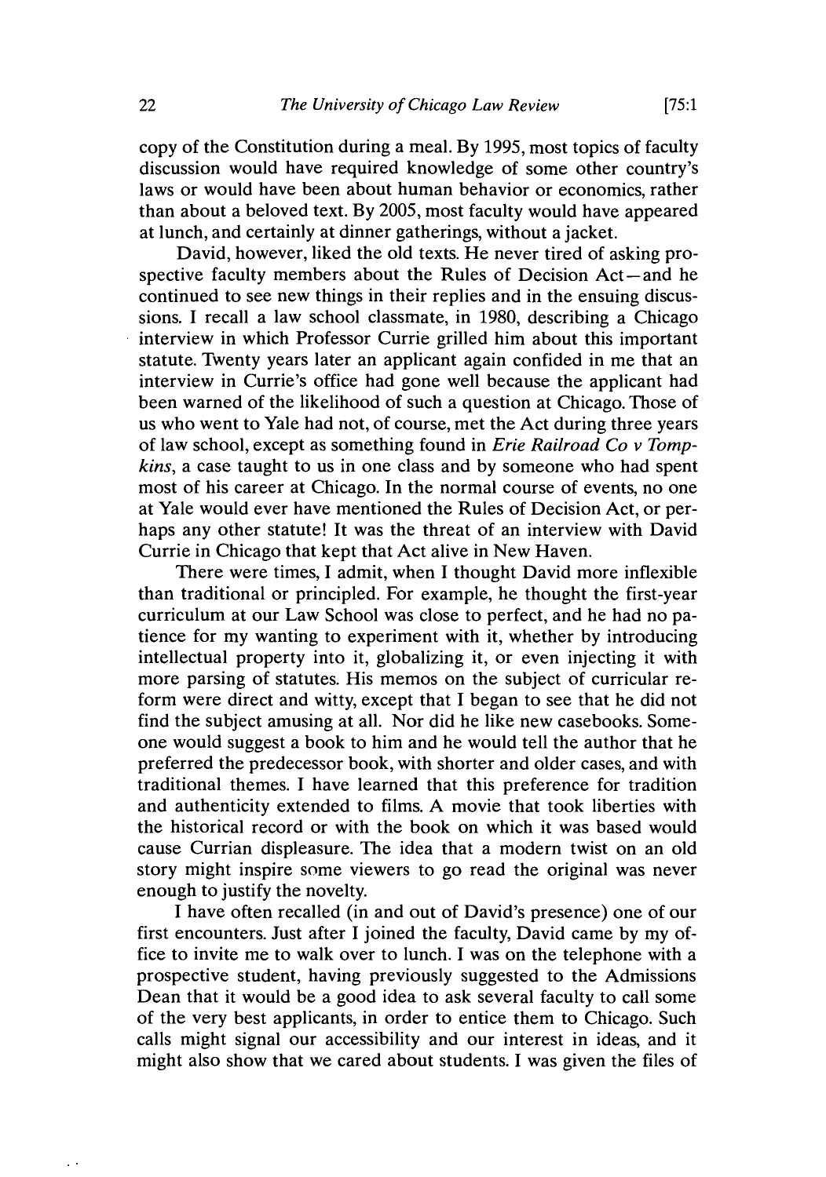copy of the Constitution during a meal. By 1995, most topics of faculty discussion would have required knowledge of some other country's laws or would have been about human behavior or economics, rather than about a beloved text. By 2005, most faculty would have appeared at lunch, and certainly at dinner gatherings, without a jacket.

David, however, liked the old texts. He never tired of asking prospective faculty members about the Rules of Decision Act—and he continued to see new things in their replies and in the ensuing discussions. I recall a law school classmate, in 1980, describing a Chicago interview in which Professor Currie grilled him about this important statute. Twenty years later an applicant again confided in me that an interview in Currie's office had gone well because the applicant had been warned of the likelihood of such a question at Chicago. Those of us who went to Yale had not, of course, met the Act during three years of law school, except as something found in *Erie Railroad Co v Tompkins*, a case taught to us in one class and by someone who had spent most of his career at Chicago. In the normal course of events, no one at Yale would ever have mentioned the Rules of Decision Act, or perhaps any other statute! It was the threat of an interview with David Currie in Chicago that kept that Act alive in New Haven.

There were times, I admit, when I thought David more inflexible than traditional or principled. For example, he thought the first-year curriculum at our Law School was close to perfect, and he had no patience for my wanting to experiment with it, whether by introducing intellectual property into it, globalizing it, or even injecting it with more parsing of statutes. His memos on the subject of curricular reform were direct and witty, except that I began to see that he did not find the subject amusing at all. Nor did he like new casebooks. Someone would suggest a book to him and he would tell the author that he preferred the predecessor book, with shorter and older cases, and with traditional themes. I have learned that this preference for tradition and authenticity extended to films. A movie that took liberties with the historical record or with the book on which it was based would cause Currian displeasure. The idea that a modern twist on an old story might inspire some viewers to go read the original was never enough to justify the novelty.

I have often recalled (in and out of David's presence) one of our first encounters. Just after I joined the faculty, David came by my office to invite me to walk over to lunch. I was on the telephone with a prospective student, having previously suggested to the Admissions Dean that it would be a good idea to ask several faculty to call some of the very best applicants, in order to entice them to Chicago. Such calls might signal our accessibility and our interest in ideas, and it might also show that we cared about students. I was given the files of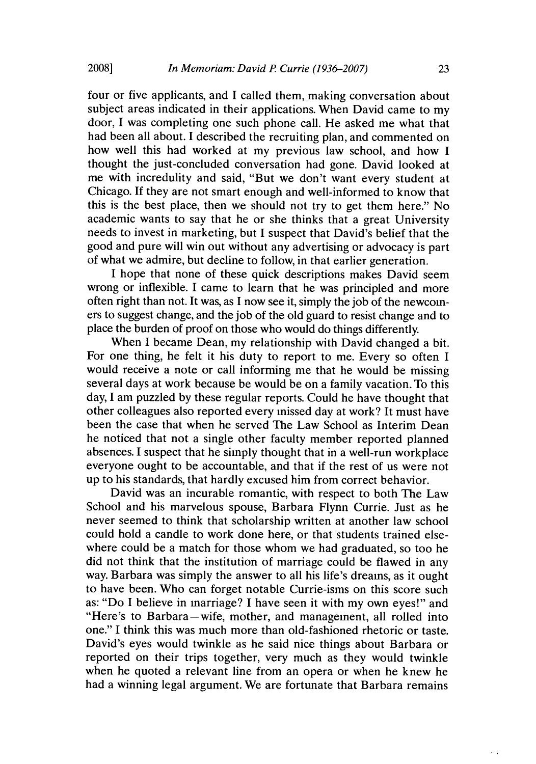four or five applicants, and I called them, making conversation about subject areas indicated in their applications. When David came to my door, I was completing one such phone call. He asked me what that had been all about. I described the recruiting plan, and commented on how well this had worked at my previous law school, and how I thought the just-concluded conversation had gone. David looked at me with incredulity and said, "But we don't want every student at Chicago. If they are not smart enough and well-informed to know that this is the best place, then we should not try to get them here." No academic wants to say that he or she thinks that a great University needs to invest in marketing, but I suspect that David's belief that the good and pure will win out without any advertising or advocacy is part of what we admire, but decline to follow, in that earlier generation.

I hope that none of these quick descriptions makes David seem wrong or inflexible. I came to learn that he was principled and more often right than not. It was, as I now see it, simply the job of the newcomers to suggest change, and the job of the old guard to resist change and to place the burden of proof on those who would do things differently.

When I became Dean, my relationship with David changed a bit. For one thing, he felt it his duty to report to me. Every so often I would receive a note or call informing me that he would be missing several days at work because be would be on a family vacation. To this day, I am puzzled by these regular reports. Could he have thought that other colleagues also reported every missed day at work? It must have been the case that when he served The Law School as Interim Dean he noticed that not a single other faculty member reported planned absences. I suspect that he simply thought that in a well-run workplace everyone ought to be accountable, and that if the rest of us were not up to his standards, that hardly excused him from correct behavior.

David was an incurable romantic, with respect to both The Law School and his marvelous spouse, Barbara Flynn Currie. Just as he never seemed to think that scholarship written at another law school could hold a candle to work done here, or that students trained elsewhere could be a match for those whom we had graduated, so too he did not think that the institution of marriage could be flawed in any way. Barbara was simply the answer to all his life's dreams, as it ought to have been. Who can forget notable Currie-isms on this score such as: "Do I believe in marriage? I have seen it with my own eyes!" and "Here's to Barbara—wife, mother, and management, all rolled into one." I think this was much more than old-fashioned rhetoric or taste. David's eyes would twinkle as he said nice things about Barbara or reported on their trips together, very much as they would twinkle when he quoted a relevant line from an opera or when he knew he had a winning legal argument. We are fortunate that Barbara remains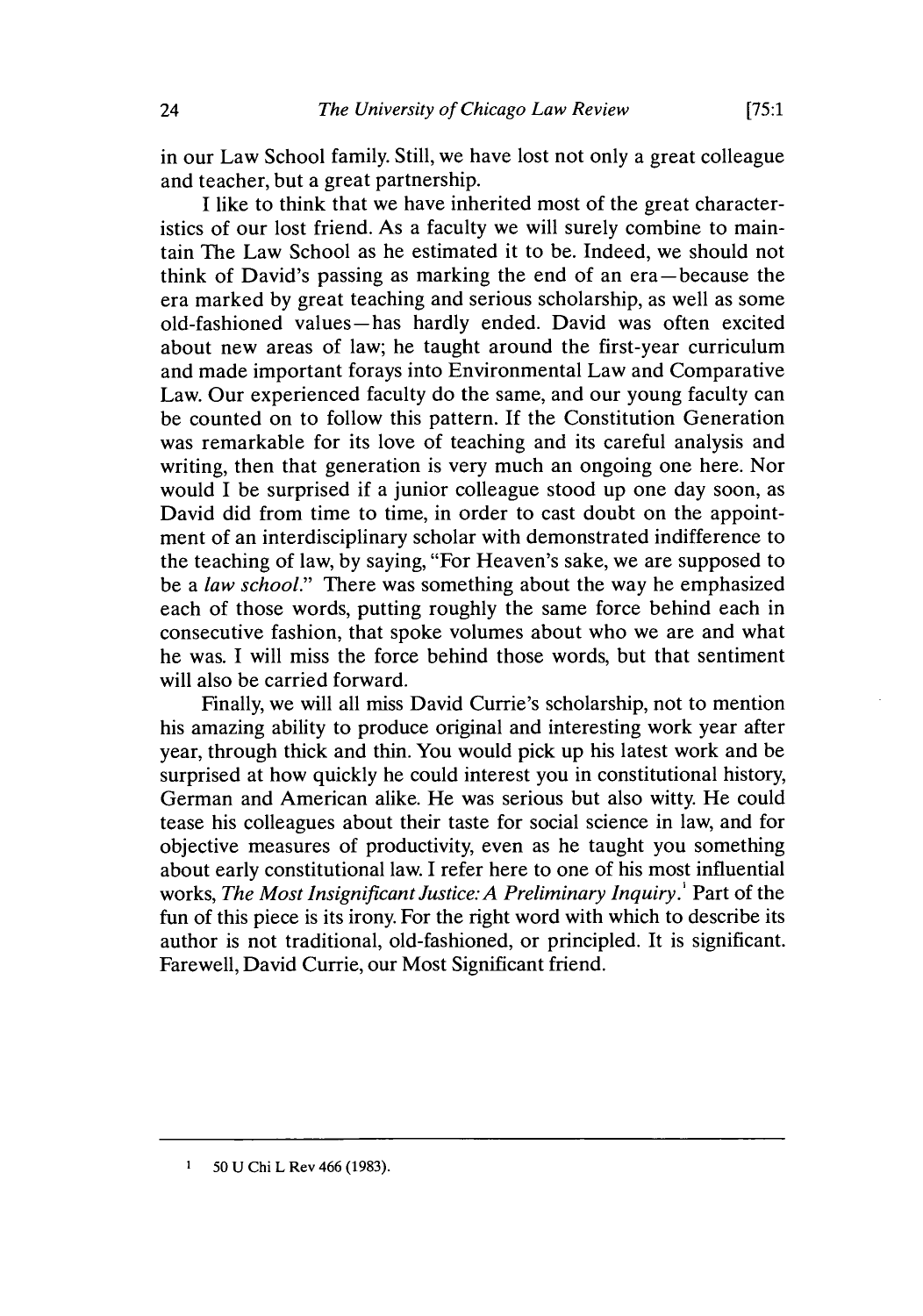in our Law School family. Still, we have lost not only a great colleague and teacher, but a great partnership.

I like to think that we have inherited most of the great characteristics of our lost friend. As a faculty we will surely combine to maintain The Law School as he estimated it to be. Indeed, we should not think of David's passing as marking the end of an era—because the era marked by great teaching and serious scholarship, as well as some old-fashioned values—has hardly ended. David was often excited about new areas of law; he taught around the first-year curriculum and made important forays into Environmental Law and Comparative Law. Our experienced faculty do the same, and our young faculty can be counted on to follow this pattern. If the Constitution Generation was remarkable for its love of teaching and its careful analysis and writing, then that generation is very much an ongoing one here. Nor would I be surprised if a junior colleague stood up one day soon, as David did from time to time, in order to cast doubt on the appointment of an interdisciplinary scholar with demonstrated indifference to the teaching of law, by saying, "For Heaven's sake, we are supposed to be a *law school*." There was something about the way he emphasized each of those words, putting roughly the same force behind each in consecutive fashion, that spoke volumes about who we are and what he was. I will miss the force behind those words, but that sentiment will also be carried forward.

Finally, we will all miss David Currie's scholarship, not to mention his amazing ability to produce original and interesting work year after year, through thick and thin. You would pick up his latest work and be surprised at how quickly he could interest you in constitutional history, German and American alike. He was serious but also witty. He could tease his colleagues about their taste for social science in law, and for objective measures of productivity, even as he taught you something about early constitutional law. I refer here to one of his most influential works, *The Most Insignificant Justice: A Preliminary Inquiry*.[1] Part of the fun of this piece is its irony. For the right word with which to describe its author is not traditional, old-fashioned, or principled. It is significant. Farewell, David Currie, our Most Significant friend.

---

[1] 50 U Chi L Rev 466 (1983).